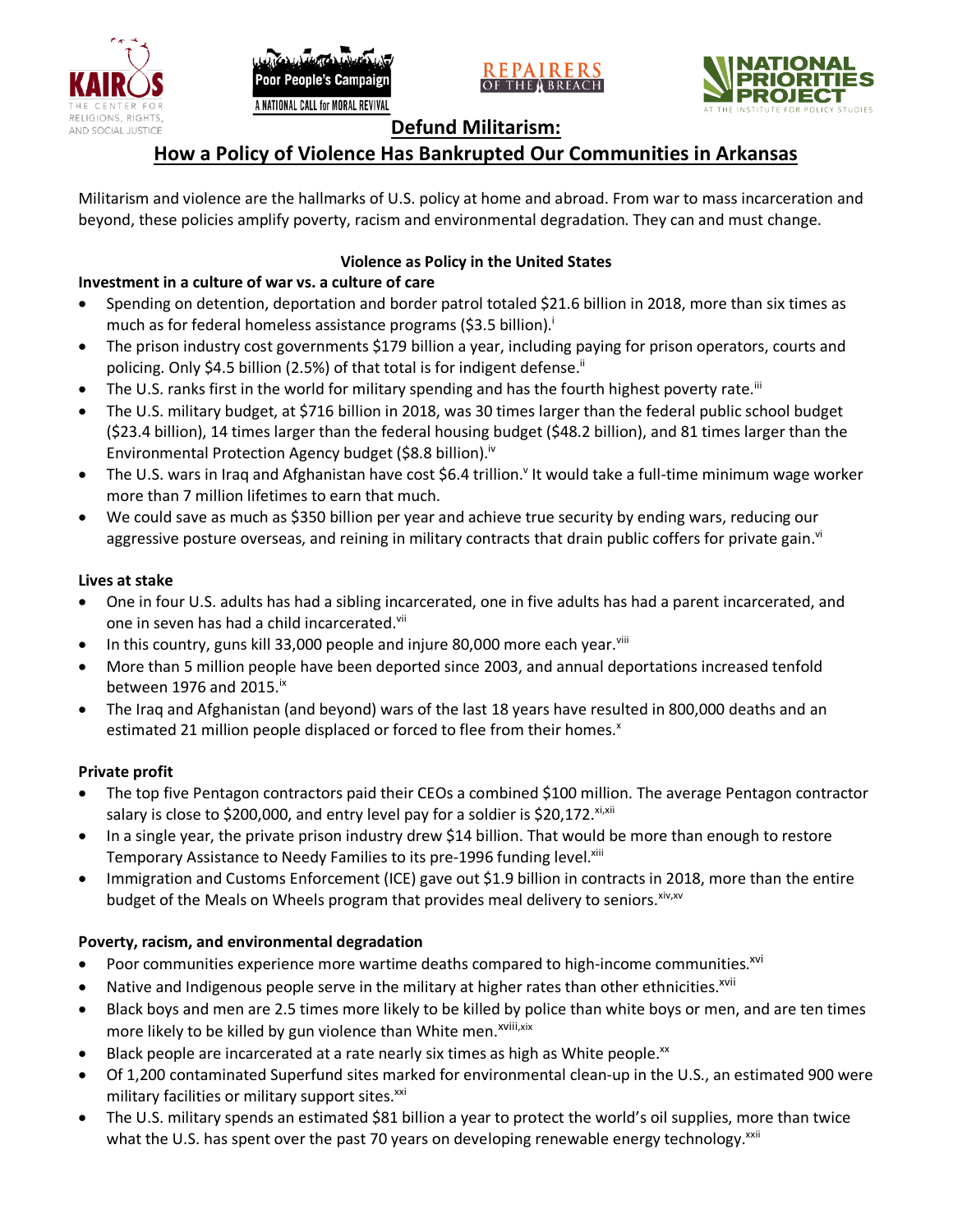# Defund Militarism:

## How a Policy of Violence Has Bankrupted Our Communities in Arkansas

Militarism and violence are the hallmarks of U.S. policy at home and abroad. From war to mass incarceration and beyond, these policies amplify poverty, racism and environmental degradation. They can and must change.

### Violence as Policy in the United States

**Investment in a culture of war vs. a culture of care**

- Spending on detention, deportation and border patrol totaled $21.6 billion in 2018, more than six times as much as for federal homeless assistance programs ($3.5 billion).[i]
- The prison industry cost governments $179 billion a year, including paying for prison operators, courts and policing. Only $4.5 billion (2.5%) of that total is for indigent defense.[ii]
- The U.S. ranks first in the world for military spending and has the fourth highest poverty rate.[iii]
- The U.S. military budget, at $716 billion in 2018, was 30 times larger than the federal public school budget ($23.4 billion), 14 times larger than the federal housing budget ($48.2 billion), and 81 times larger than the Environmental Protection Agency budget ($8.8 billion).[iv]
- The U.S. wars in Iraq and Afghanistan have cost $6.4 trillion.[v] It would take a full-time minimum wage worker more than 7 million lifetimes to earn that much.
- We could save as much as $350 billion per year and achieve true security by ending wars, reducing our aggressive posture overseas, and reining in military contracts that drain public coffers for private gain.[vi]

**Lives at stake**

- One in four U.S. adults has had a sibling incarcerated, one in five adults has had a parent incarcerated, and one in seven has had a child incarcerated.[vii]
- In this country, guns kill 33,000 people and injure 80,000 more each year.[viii]
- More than 5 million people have been deported since 2003, and annual deportations increased tenfold between 1976 and 2015.[ix]
- The Iraq and Afghanistan (and beyond) wars of the last 18 years have resulted in 800,000 deaths and an estimated 21 million people displaced or forced to flee from their homes.[x]

**Private profit**

- The top five Pentagon contractors paid their CEOs a combined $100 million. The average Pentagon contractor salary is close to $200,000, and entry level pay for a soldier is $20,172.[xi,xii]
- In a single year, the private prison industry drew $14 billion. That would be more than enough to restore Temporary Assistance to Needy Families to its pre-1996 funding level.[xiii]
- Immigration and Customs Enforcement (ICE) gave out $1.9 billion in contracts in 2018, more than the entire budget of the Meals on Wheels program that provides meal delivery to seniors.[xiv,xv]

**Poverty, racism, and environmental degradation**

- Poor communities experience more wartime deaths compared to high-income communities.[xvi]
- Native and Indigenous people serve in the military at higher rates than other ethnicities.[xvii]
- Black boys and men are 2.5 times more likely to be killed by police than white boys or men, and are ten times more likely to be killed by gun violence than White men.[xviii,xix]
- Black people are incarcerated at a rate nearly six times as high as White people.[xx]
- Of 1,200 contaminated Superfund sites marked for environmental clean-up in the U.S., an estimated 900 were military facilities or military support sites.[xxi]
- The U.S. military spends an estimated $81 billion a year to protect the world's oil supplies, more than twice what the U.S. has spent over the past 70 years on developing renewable energy technology.[xxii]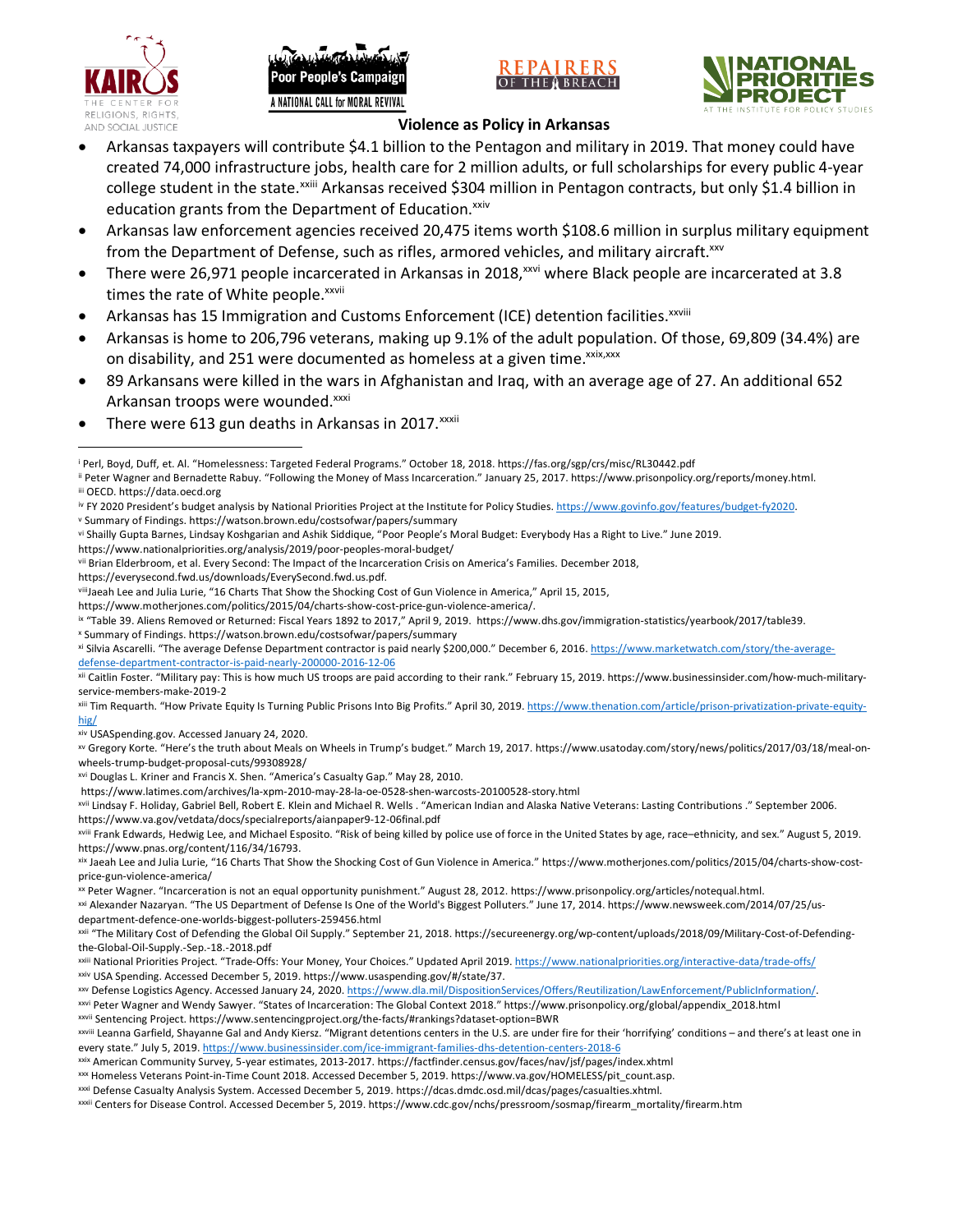## Violence as Policy in Arkansas

- Arkansas taxpayers will contribute $4.1 billion to the Pentagon and military in 2019. That money could have created 74,000 infrastructure jobs, health care for 2 million adults, or full scholarships for every public 4-year college student in the state.[xxiii] Arkansas received $304 million in Pentagon contracts, but only $1.4 billion in education grants from the Department of Education.[xxiv]
- Arkansas law enforcement agencies received 20,475 items worth $108.6 million in surplus military equipment from the Department of Defense, such as rifles, armored vehicles, and military aircraft.[xxv]
- There were 26,971 people incarcerated in Arkansas in 2018,[xxvi] where Black people are incarcerated at 3.8 times the rate of White people.[xxvii]
- Arkansas has 15 Immigration and Customs Enforcement (ICE) detention facilities.[xxviii]
- Arkansas is home to 206,796 veterans, making up 9.1% of the adult population. Of those, 69,809 (34.4%) are on disability, and 251 were documented as homeless at a given time.[xxix,xxx]
- 89 Arkansans were killed in the wars in Afghanistan and Iraq, with an average age of 27. An additional 652 Arkansan troops were wounded.[xxxi]
- There were 613 gun deaths in Arkansas in 2017.[xxxii]

---

[i] Perl, Boyd, Duff, et. Al. "Homelessness: Targeted Federal Programs." October 18, 2018. https://fas.org/sgp/crs/misc/RL30442.pdf

[ii] Peter Wagner and Bernadette Rabuy. "Following the Money of Mass Incarceration." January 25, 2017. https://www.prisonpolicy.org/reports/money.html.

[iii] OECD. https://data.oecd.org

[iv] FY 2020 President's budget analysis by National Priorities Project at the Institute for Policy Studies. https://www.govinfo.gov/features/budget-fy2020.

[v] Summary of Findings. https://watson.brown.edu/costsofwar/papers/summary

[vi] Shailly Gupta Barnes, Lindsay Koshgarian and Ashik Siddique, "Poor People's Moral Budget: Everybody Has a Right to Live." June 2019. https://www.nationalpriorities.org/analysis/2019/poor-peoples-moral-budget/

[vii] Brian Elderbroom, et al. Every Second: The Impact of the Incarceration Crisis on America's Families. December 2018, https://everysecond.fwd.us/downloads/EverySecond.fwd.us.pdf.

[viii] Jaeah Lee and Julia Lurie, "16 Charts That Show the Shocking Cost of Gun Violence in America," April 15, 2015, https://www.motherjones.com/politics/2015/04/charts-show-cost-price-gun-violence-america/.

[ix] "Table 39. Aliens Removed or Returned: Fiscal Years 1892 to 2017," April 9, 2019. https://www.dhs.gov/immigration-statistics/yearbook/2017/table39.

[x] Summary of Findings. https://watson.brown.edu/costsofwar/papers/summary

[xi] Silvia Ascarelli. "The average Defense Department contractor is paid nearly $200,000." December 6, 2016. https://www.marketwatch.com/story/the-average-defense-department-contractor-is-paid-nearly-200000-2016-12-06

[xii] Caitlin Foster. "Military pay: This is how much US troops are paid according to their rank." February 15, 2019. https://www.businessinsider.com/how-much-military-service-members-make-2019-2

[xiii] Tim Requarth. "How Private Equity Is Turning Public Prisons Into Big Profits." April 30, 2019. https://www.thenation.com/article/prison-privatization-private-equity-hig/

[xiv] USASpending.gov. Accessed January 24, 2020.

[xv] Gregory Korte. "Here's the truth about Meals on Wheels in Trump's budget." March 19, 2017. https://www.usatoday.com/story/news/politics/2017/03/18/meal-on-wheels-trump-budget-proposal-cuts/99308928/

[xvi] Douglas L. Kriner and Francis X. Shen. "America's Casualty Gap." May 28, 2010. https://www.latimes.com/archives/la-xpm-2010-may-28-la-oe-0528-shen-warcosts-20100528-story.html

[xvii] Lindsay F. Holiday, Gabriel Bell, Robert E. Klein and Michael R. Wells . "American Indian and Alaska Native Veterans: Lasting Contributions ." September 2006. https://www.va.gov/vetdata/docs/specialreports/aianpaper9-12-06final.pdf

[xviii] Frank Edwards, Hedwig Lee, and Michael Esposito. "Risk of being killed by police use of force in the United States by age, race–ethnicity, and sex." August 5, 2019. https://www.pnas.org/content/116/34/16793.

[xix] Jaeah Lee and Julia Lurie, "16 Charts That Show the Shocking Cost of Gun Violence in America." https://www.motherjones.com/politics/2015/04/charts-show-cost-price-gun-violence-america/

[xx] Peter Wagner. "Incarceration is not an equal opportunity punishment." August 28, 2012. https://www.prisonpolicy.org/articles/notequal.html.

[xxi] Alexander Nazaryan. "The US Department of Defense Is One of the World's Biggest Polluters." June 17, 2014. https://www.newsweek.com/2014/07/25/us-department-defence-one-worlds-biggest-polluters-259456.html

[xxii] "The Military Cost of Defending the Global Oil Supply." September 21, 2018. https://secureenergy.org/wp-content/uploads/2018/09/Military-Cost-of-Defending-the-Global-Oil-Supply.-Sep.-18.-2018.pdf

[xxiii] National Priorities Project. "Trade-Offs: Your Money, Your Choices." Updated April 2019. https://www.nationalpriorities.org/interactive-data/trade-offs/

[xxiv] USA Spending. Accessed December 5, 2019. https://www.usaspending.gov/#/state/37.

[xxv] Defense Logistics Agency. Accessed January 24, 2020. https://www.dla.mil/DispositionServices/Offers/Reutilization/LawEnforcement/PublicInformation/.

[xxvi] Peter Wagner and Wendy Sawyer. "States of Incarceration: The Global Context 2018." https://www.prisonpolicy.org/global/appendix_2018.html

[xxvii] Sentencing Project. https://www.sentencingproject.org/the-facts/#rankings?dataset-option=BWR

[xxviii] Leanna Garfield, Shayanne Gal and Andy Kiersz. "Migrant detentions centers in the U.S. are under fire for their 'horrifying' conditions – and there's at least one in every state." July 5, 2019. https://www.businessinsider.com/ice-immigrant-families-dhs-detention-centers-2018-6

[xxix] American Community Survey, 5-year estimates, 2013-2017. https://factfinder.census.gov/faces/nav/jsf/pages/index.xhtml

[xxx] Homeless Veterans Point-in-Time Count 2018. Accessed December 5, 2019. https://www.va.gov/HOMELESS/pit_count.asp.

[xxxi] Defense Casualty Analysis System. Accessed December 5, 2019. https://dcas.dmdc.osd.mil/dcas/pages/casualties.xhtml.

[xxxii] Centers for Disease Control. Accessed December 5, 2019. https://www.cdc.gov/nchs/pressroom/sosmap/firearm_mortality/firearm.htm